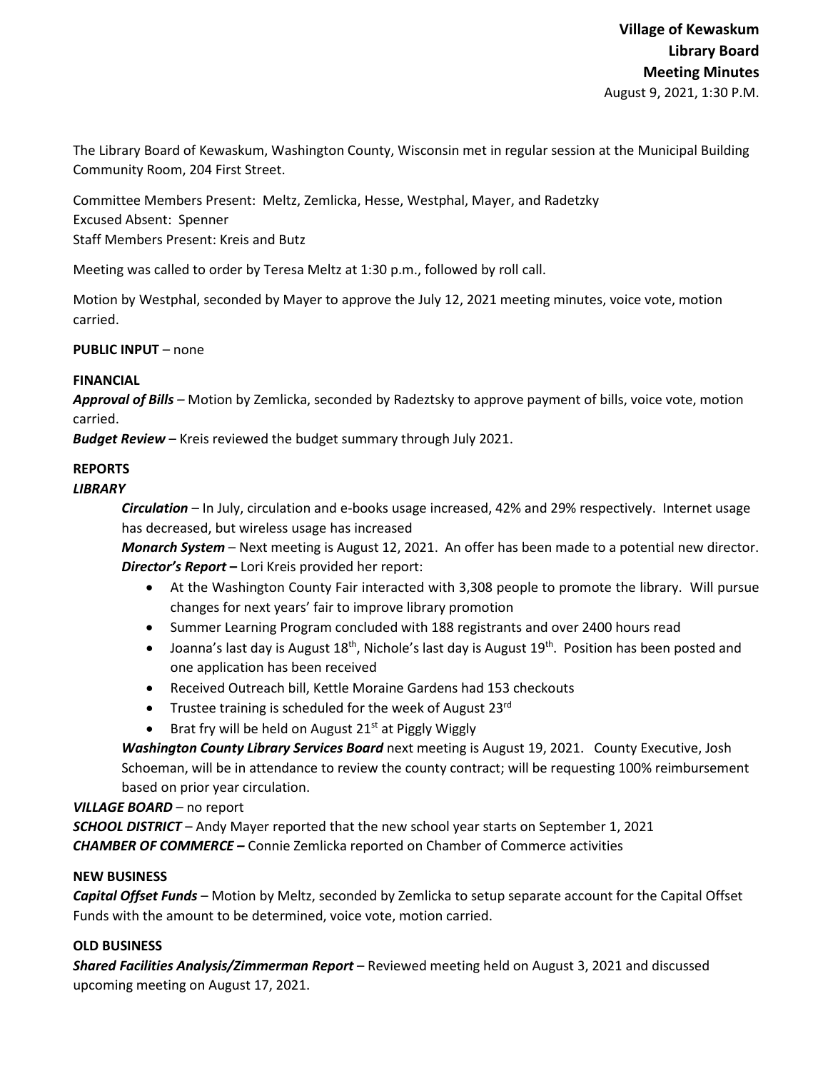**Village of Kewaskum**
**Library Board**
**Meeting Minutes**
August 9, 2021, 1:30 P.M.

The Library Board of Kewaskum, Washington County, Wisconsin met in regular session at the Municipal Building Community Room, 204 First Street.

Committee Members Present: Meltz, Zemlicka, Hesse, Westphal, Mayer, and Radetzky
Excused Absent: Spenner
Staff Members Present: Kreis and Butz

Meeting was called to order by Teresa Meltz at 1:30 p.m., followed by roll call.

Motion by Westphal, seconded by Mayer to approve the July 12, 2021 meeting minutes, voice vote, motion carried.

**PUBLIC INPUT** – none

**FINANCIAL**

***Approval of Bills*** – Motion by Zemlicka, seconded by Radeztsky to approve payment of bills, voice vote, motion carried.

***Budget Review*** – Kreis reviewed the budget summary through July 2021.

**REPORTS**

***LIBRARY***

***Circulation*** – In July, circulation and e-books usage increased, 42% and 29% respectively. Internet usage has decreased, but wireless usage has increased

***Monarch System*** – Next meeting is August 12, 2021. An offer has been made to a potential new director.

***Director's Report –*** Lori Kreis provided her report:

- At the Washington County Fair interacted with 3,308 people to promote the library. Will pursue changes for next years' fair to improve library promotion
- Summer Learning Program concluded with 188 registrants and over 2400 hours read
- Joanna's last day is August 18th, Nichole's last day is August 19th. Position has been posted and one application has been received
- Received Outreach bill, Kettle Moraine Gardens had 153 checkouts
- Trustee training is scheduled for the week of August 23rd
- Brat fry will be held on August 21st at Piggly Wiggly

***Washington County Library Services Board*** next meeting is August 19, 2021. County Executive, Josh Schoeman, will be in attendance to review the county contract; will be requesting 100% reimbursement based on prior year circulation.

***VILLAGE BOARD*** – no report

***SCHOOL DISTRICT*** – Andy Mayer reported that the new school year starts on September 1, 2021

***CHAMBER OF COMMERCE –*** Connie Zemlicka reported on Chamber of Commerce activities

**NEW BUSINESS**

***Capital Offset Funds*** – Motion by Meltz, seconded by Zemlicka to setup separate account for the Capital Offset Funds with the amount to be determined, voice vote, motion carried.

**OLD BUSINESS**

***Shared Facilities Analysis/Zimmerman Report*** – Reviewed meeting held on August 3, 2021 and discussed upcoming meeting on August 17, 2021.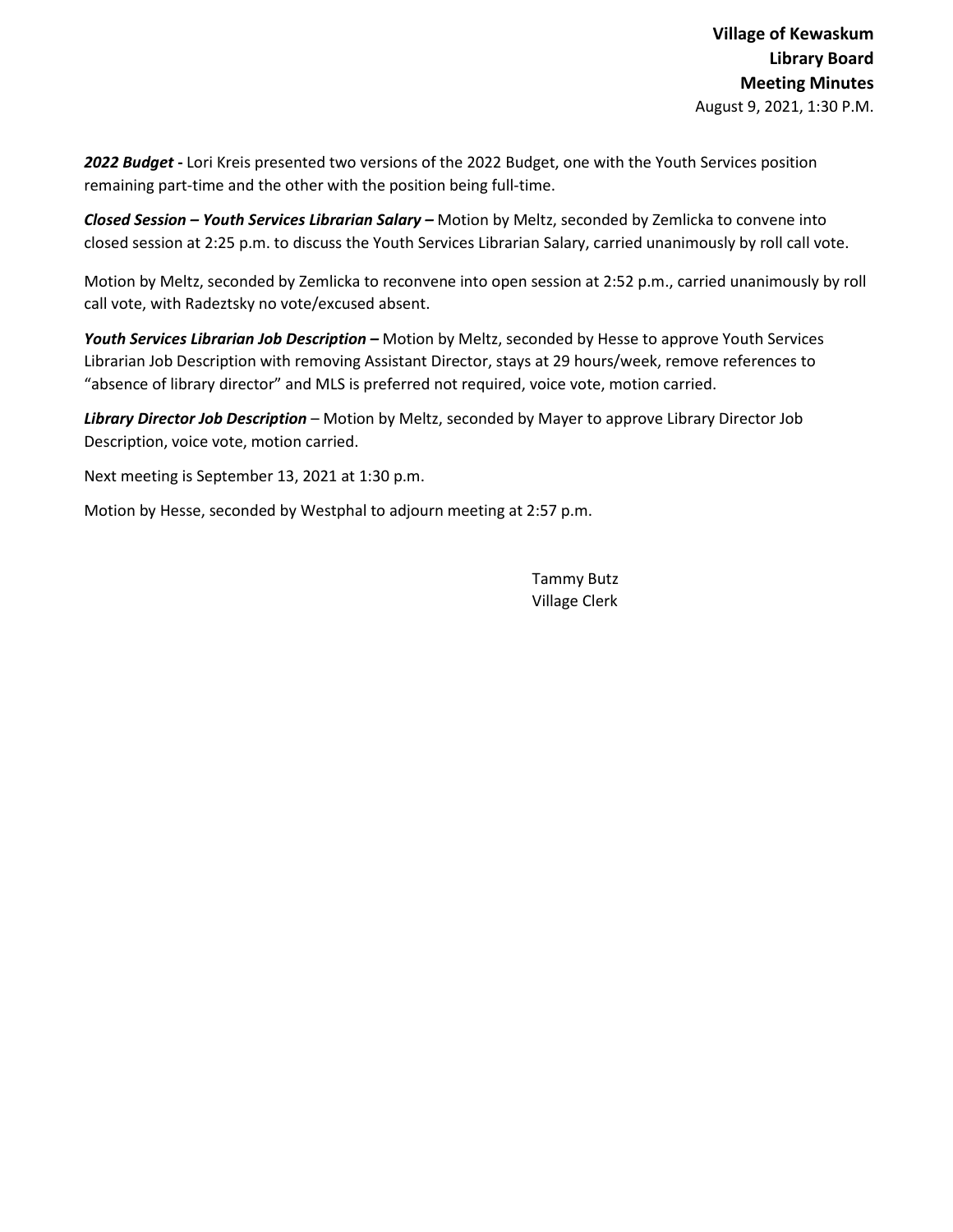**Village of Kewaskum**
**Library Board**
**Meeting Minutes**
August 9, 2021, 1:30 P.M.

***2022 Budget -*** Lori Kreis presented two versions of the 2022 Budget, one with the Youth Services position remaining part-time and the other with the position being full-time.

***Closed Session – Youth Services Librarian Salary –*** Motion by Meltz, seconded by Zemlicka to convene into closed session at 2:25 p.m. to discuss the Youth Services Librarian Salary, carried unanimously by roll call vote.

Motion by Meltz, seconded by Zemlicka to reconvene into open session at 2:52 p.m., carried unanimously by roll call vote, with Radeztsky no vote/excused absent.

***Youth Services Librarian Job Description –*** Motion by Meltz, seconded by Hesse to approve Youth Services Librarian Job Description with removing Assistant Director, stays at 29 hours/week, remove references to "absence of library director" and MLS is preferred not required, voice vote, motion carried.

***Library Director Job Description*** – Motion by Meltz, seconded by Mayer to approve Library Director Job Description, voice vote, motion carried.

Next meeting is September 13, 2021 at 1:30 p.m.

Motion by Hesse, seconded by Westphal to adjourn meeting at 2:57 p.m.

Tammy Butz
Village Clerk